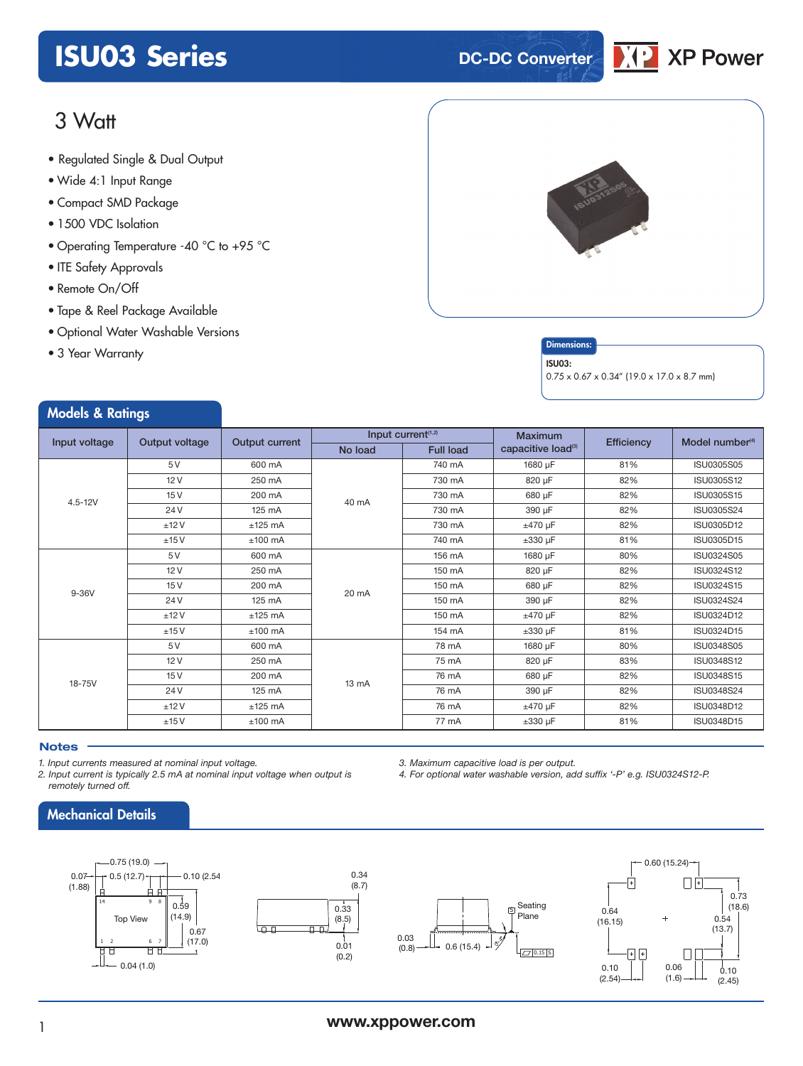# ISU03 Series

DC-DC Converter

XP Power

## 3 Watt

- Regulated Single & Dual Output
- Wide 4:1 Input Range
- Compact SMD Package
- 1500 VDC Isolation
- Operating Temperature -40 °C to +95 °C
- ITE Safety Approvals
- Remote On/Off
- Tape & Reel Package Available
- Optional Water Washable Versions
- 3 Year Warranty

**Dimensions:**

**ISU03:**
0.75 x 0.67 x 0.34" (19.0 x 17.0 x 8.7 mm)

## Models & Ratings

| Input voltage | Output voltage | Output current | Input current[1,2] | | Maximum capacitive load[3] | Efficiency | Model number[4] |
|---|---|---|---|---|---|---|---|
| | | | No load | Full load | | | |
| 4.5-12V | 5 V | 600 mA | 40 mA | 740 mA | 1680 µF | 81% | ISU0305S05 |
| | 12 V | 250 mA | | 730 mA | 820 µF | 82% | ISU0305S12 |
| | 15 V | 200 mA | | 730 mA | 680 µF | 82% | ISU0305S15 |
| | 24 V | 125 mA | | 730 mA | 390 µF | 82% | ISU0305S24 |
| | ±12 V | ±125 mA | | 730 mA | ±470 µF | 82% | ISU0305D12 |
| | ±15 V | ±100 mA | | 740 mA | ±330 µF | 81% | ISU0305D15 |
| 9-36V | 5 V | 600 mA | 20 mA | 156 mA | 1680 µF | 80% | ISU0324S05 |
| | 12 V | 250 mA | | 150 mA | 820 µF | 82% | ISU0324S12 |
| | 15 V | 200 mA | | 150 mA | 680 µF | 82% | ISU0324S15 |
| | 24 V | 125 mA | | 150 mA | 390 µF | 82% | ISU0324S24 |
| | ±12 V | ±125 mA | | 150 mA | ±470 µF | 82% | ISU0324D12 |
| | ±15 V | ±100 mA | | 154 mA | ±330 µF | 81% | ISU0324D15 |
| 18-75V | 5 V | 600 mA | 13 mA | 78 mA | 1680 µF | 80% | ISU0348S05 |
| | 12 V | 250 mA | | 75 mA | 820 µF | 83% | ISU0348S12 |
| | 15 V | 200 mA | | 76 mA | 680 µF | 82% | ISU0348S15 |
| | 24 V | 125 mA | | 76 mA | 390 µF | 82% | ISU0348S24 |
| | ±12 V | ±125 mA | | 76 mA | ±470 µF | 82% | ISU0348D12 |
| | ±15 V | ±100 mA | | 77 mA | ±330 µF | 81% | ISU0348D15 |

### Notes

*1. Input currents measured at nominal input voltage.*
*2. Input current is typically 2.5 mA at nominal input voltage when output is remotely turned off.*
*3. Maximum capacitive load is per output.*
*4. For optional water washable version, add suffix '-P' e.g. ISU0324S12-P.*

## Mechanical Details

0.75 (19.0), 0.07 (1.88), 0.5 (12.7), 0.10 (2.54), 0.59 (14.9), 0.67 (17.0), Top View, 14, 9, 8, 1, 2, 6, 7, 0.04 (1.0)

0.34 (8.7), 0.33 (8.5), 0.01 (0.2)

Seating Plane, 0.03 (0.8), 0.6 (15.4), 0.15

0.60 (15.24), 0.73 (18.6), 0.64 (16.15), 0.54 (13.7), 0.10 (2.54), 0.06 (1.6), 0.10 (2.45)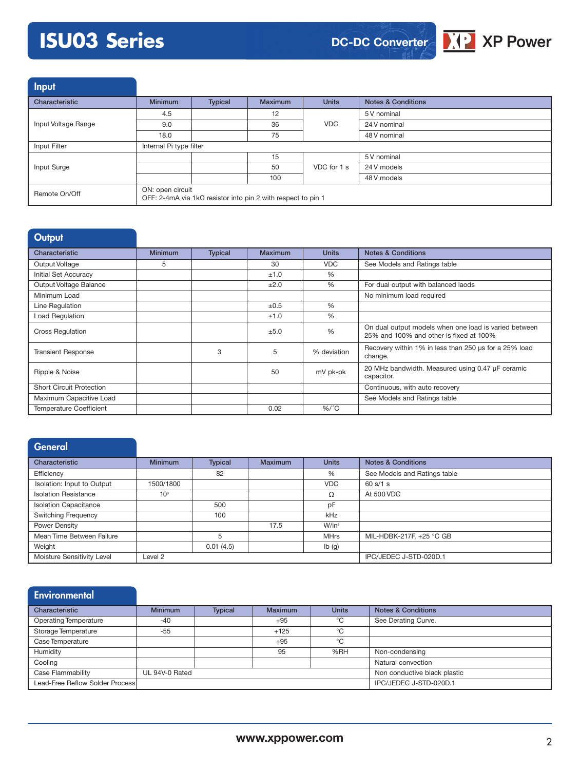## Input

| Characteristic | Minimum | Typical | Maximum | Units | Notes & Conditions |
|---|---|---|---|---|---|
| Input Voltage Range | 4.5 | | 12 | VDC | 5 V nominal |
| | 9.0 | | 36 | | 24 V nominal |
| | 18.0 | | 75 | | 48 V nominal |
| Input Filter | Internal Pi type filter | | | | |
| Input Surge | | | 15 | VDC for 1 s | 5 V nominal |
| | | | 50 | | 24 V models |
| | | | 100 | | 48 V models |
| Remote On/Off | ON: open circuit<br>OFF: 2-4mA via 1kΩ resistor into pin 2 with respect to pin 1 | | | | |

## Output

| Characteristic | Minimum | Typical | Maximum | Units | Notes & Conditions |
|---|---|---|---|---|---|
| Output Voltage | 5 | | 30 | VDC | See Models and Ratings table |
| Initial Set Accuracy | | | ±1.0 | % | |
| Output Voltage Balance | | | ±2.0 | % | For dual output with balanced laods |
| Minimum Load | | | | | No minimum load required |
| Line Regulation | | | ±0.5 | % | |
| Load Regulation | | | ±1.0 | % | |
| Cross Regulation | | | ±5.0 | % | On dual output models when one load is varied between 25% and 100% and other is fixed at 100% |
| Transient Response | | 3 | 5 | % deviation | Recovery within 1% in less than 250 µs for a 25% load change. |
| Ripple & Noise | | | 50 | mV pk-pk | 20 MHz bandwidth. Measured using 0.47 µF ceramic capacitor. |
| Short Circuit Protection | | | | | Continuous, with auto recovery |
| Maximum Capacitive Load | | | | | See Models and Ratings table |
| Temperature Coefficient | | | 0.02 | %/°C | |

## General

| Characteristic | Minimum | Typical | Maximum | Units | Notes & Conditions |
|---|---|---|---|---|---|
| Efficiency | | 82 | | % | See Models and Ratings table |
| Isolation: Input to Output | 1500/1800 | | | VDC | 60 s/1 s |
| Isolation Resistance | $10^9$ | | | Ω | At 500 VDC |
| Isolation Capacitance | | 500 | | pF | |
| Switching Frequency | | 100 | | kHz | |
| Power Density | | | 17.5 | W/in³ | |
| Mean Time Between Failure | | 5 | | MHrs | MIL-HDBK-217F, +25 °C GB |
| Weight | | 0.01 (4.5) | | lb (g) | |
| Moisture Sensitivity Level | Level 2 | | | | IPC/JEDEC J-STD-020D.1 |

## Environmental

| Characteristic | Minimum | Typical | Maximum | Units | Notes & Conditions |
|---|---|---|---|---|---|
| Operating Temperature | -40 | | +95 | °C | See Derating Curve. |
| Storage Temperature | -55 | | +125 | °C | |
| Case Temperature | | | +95 | °C | |
| Humidity | | | 95 | %RH | Non-condensing |
| Cooling | | | | | Natural convection |
| Case Flammability | UL 94V-0 Rated | | | | Non conductive black plastic |
| Lead-Free Reflow Solder Process | | | | | IPC/JEDEC J-STD-020D.1 |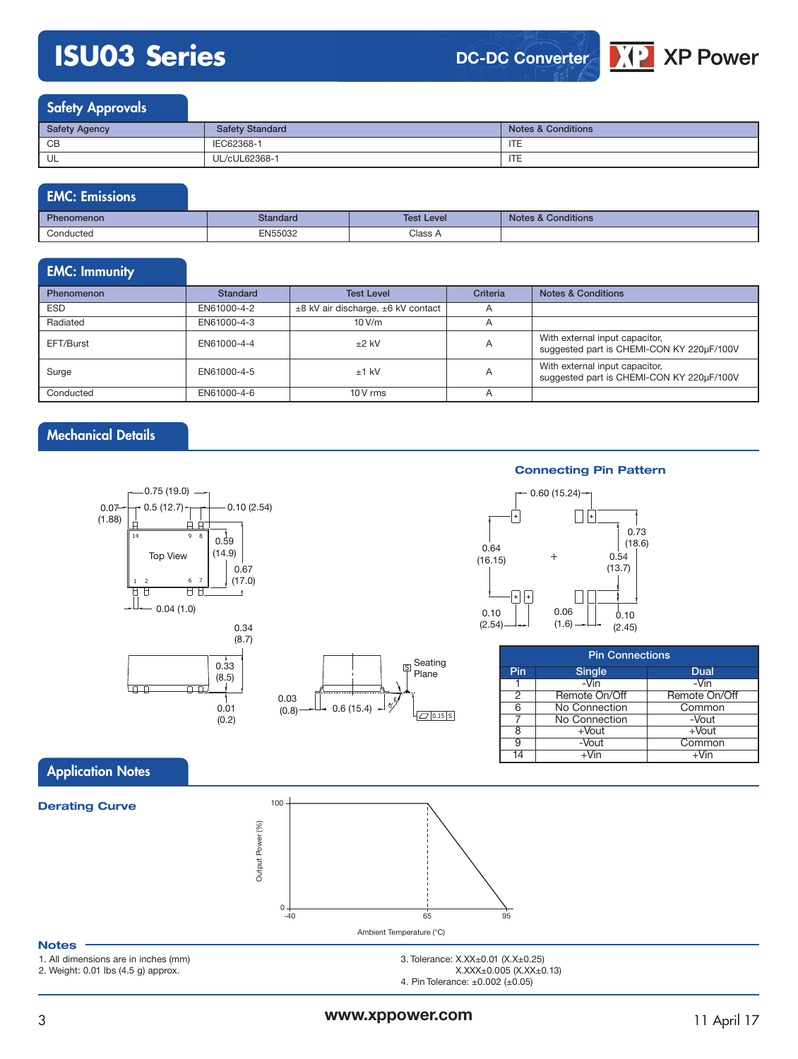# ISU03 Series

DC-DC Converter

## Safety Approvals

| Safety Agency | Safety Standard | Notes & Conditions |
|---|---|---|
| CB | IEC62368-1 | ITE |
| UL | UL/cUL62368-1 | ITE |

## EMC: Emissions

| Phenomenon | Standard | Test Level | Notes & Conditions |
|---|---|---|---|
| Conducted | EN55032 | Class A | |

## EMC: Immunity

| Phenomenon | Standard | Test Level | Criteria | Notes & Conditions |
|---|---|---|---|---|
| ESD | EN61000-4-2 | ±8 kV air discharge, ±6 kV contact | A | |
| Radiated | EN61000-4-3 | 10 V/m | A | |
| EFT/Burst | EN61000-4-4 | ±2 kV | A | With external input capacitor, suggested part is CHEMI-CON KY 220µF/100V |
| Surge | EN61000-4-5 | ±1 kV | A | With external input capacitor, suggested part is CHEMI-CON KY 220µF/100V |
| Conducted | EN61000-4-6 | 10 V rms | A | |

## Mechanical Details

0.75 (19.0)
0.07 (1.88)
0.5 (12.7)
0.10 (2.54)
Top View
14 9 8
1 2 6 7
0.59 (14.9)
0.67 (17.0)
0.04 (1.0)
0.34 (8.7)
0.33 (8.5)
0.01 (0.2)
0.03 (0.8)
0.6 (15.4)
Seating Plane
0.15 S

### Connecting Pin Pattern

0.60 (15.24)
0.73 (18.6)
0.64 (16.15)
0.54 (13.7)
0.10 (2.54)
0.06 (1.6)
0.10 (2.45)

| Pin Connections | | |
|---|---|---|
| Pin | Single | Dual |
| 1 | -Vin | -Vin |
| 2 | Remote On/Off | Remote On/Off |
| 6 | No Connection | Common |
| 7 | No Connection | -Vout |
| 8 | +Vout | +Vout |
| 9 | -Vout | Common |
| 14 | +Vin | +Vin |

## Application Notes

### Derating Curve

Output Power (%)
100
0
-40
65
95
Ambient Temperature (°C)

### Notes

1. All dimensions are in inches (mm)
2. Weight: 0.01 lbs (4.5 g) approx.
3. Tolerance: X.XX±0.01 (X.X±0.25)
   X.XXX±0.005 (X.XX±0.13)
4. Pin Tolerance: ±0.002 (±0.05)

www.xppower.com

11 April 17